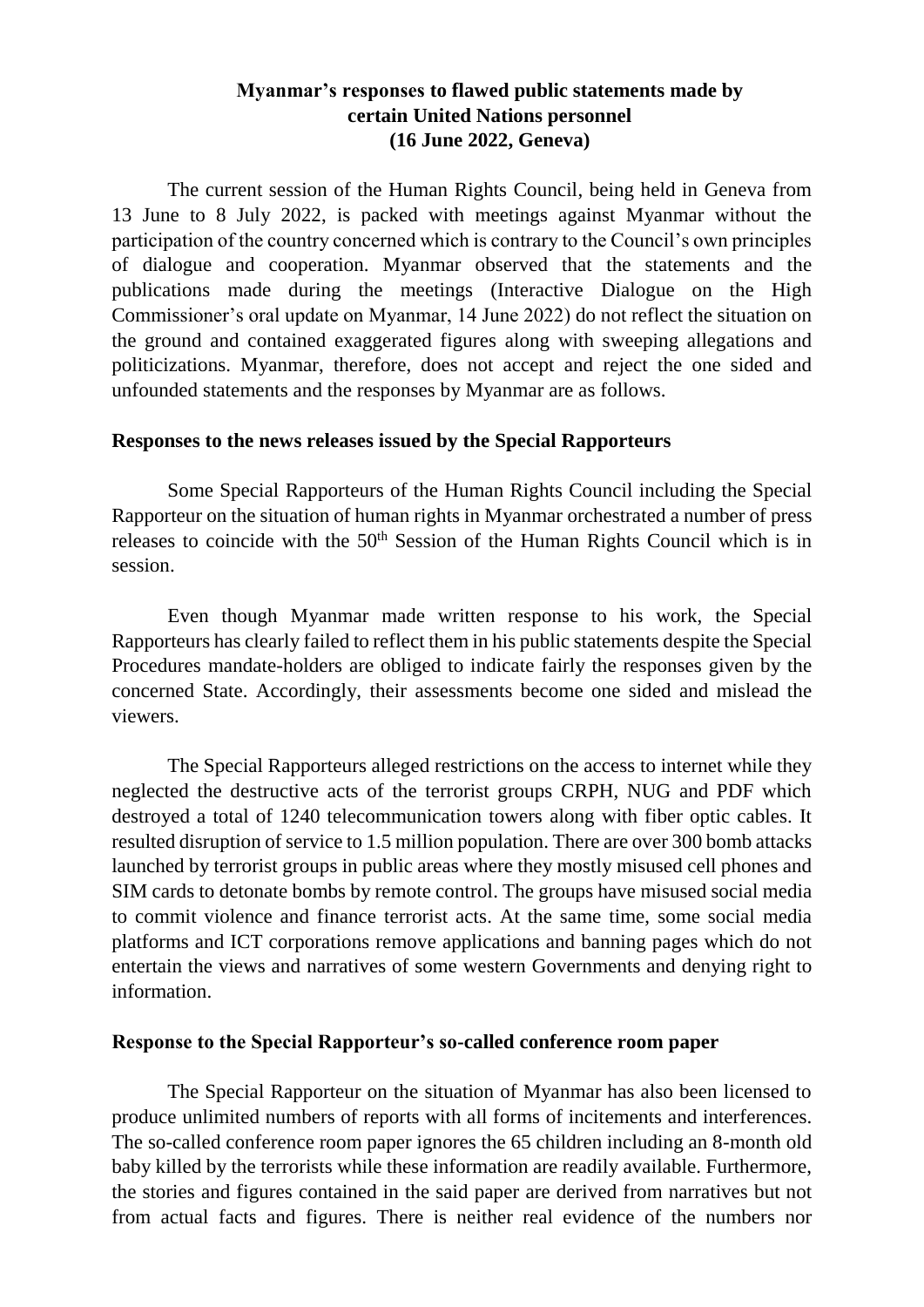**Myanmar's responses to flawed public statements made by certain United Nations personnel (16 June 2022, Geneva)**

The current session of the Human Rights Council, being held in Geneva from 13 June to 8 July 2022, is packed with meetings against Myanmar without the participation of the country concerned which is contrary to the Council's own principles of dialogue and cooperation. Myanmar observed that the statements and the publications made during the meetings (Interactive Dialogue on the High Commissioner's oral update on Myanmar, 14 June 2022) do not reflect the situation on the ground and contained exaggerated figures along with sweeping allegations and politicizations. Myanmar, therefore, does not accept and reject the one sided and unfounded statements and the responses by Myanmar are as follows.

**Responses to the news releases issued by the Special Rapporteurs**

Some Special Rapporteurs of the Human Rights Council including the Special Rapporteur on the situation of human rights in Myanmar orchestrated a number of press releases to coincide with the 50th Session of the Human Rights Council which is in session.

Even though Myanmar made written response to his work, the Special Rapporteurs has clearly failed to reflect them in his public statements despite the Special Procedures mandate-holders are obliged to indicate fairly the responses given by the concerned State. Accordingly, their assessments become one sided and mislead the viewers.

The Special Rapporteurs alleged restrictions on the access to internet while they neglected the destructive acts of the terrorist groups CRPH, NUG and PDF which destroyed a total of 1240 telecommunication towers along with fiber optic cables. It resulted disruption of service to 1.5 million population. There are over 300 bomb attacks launched by terrorist groups in public areas where they mostly misused cell phones and SIM cards to detonate bombs by remote control. The groups have misused social media to commit violence and finance terrorist acts. At the same time, some social media platforms and ICT corporations remove applications and banning pages which do not entertain the views and narratives of some western Governments and denying right to information.

**Response to the Special Rapporteur's so-called conference room paper**

The Special Rapporteur on the situation of Myanmar has also been licensed to produce unlimited numbers of reports with all forms of incitements and interferences. The so-called conference room paper ignores the 65 children including an 8-month old baby killed by the terrorists while these information are readily available. Furthermore, the stories and figures contained in the said paper are derived from narratives but not from actual facts and figures. There is neither real evidence of the numbers nor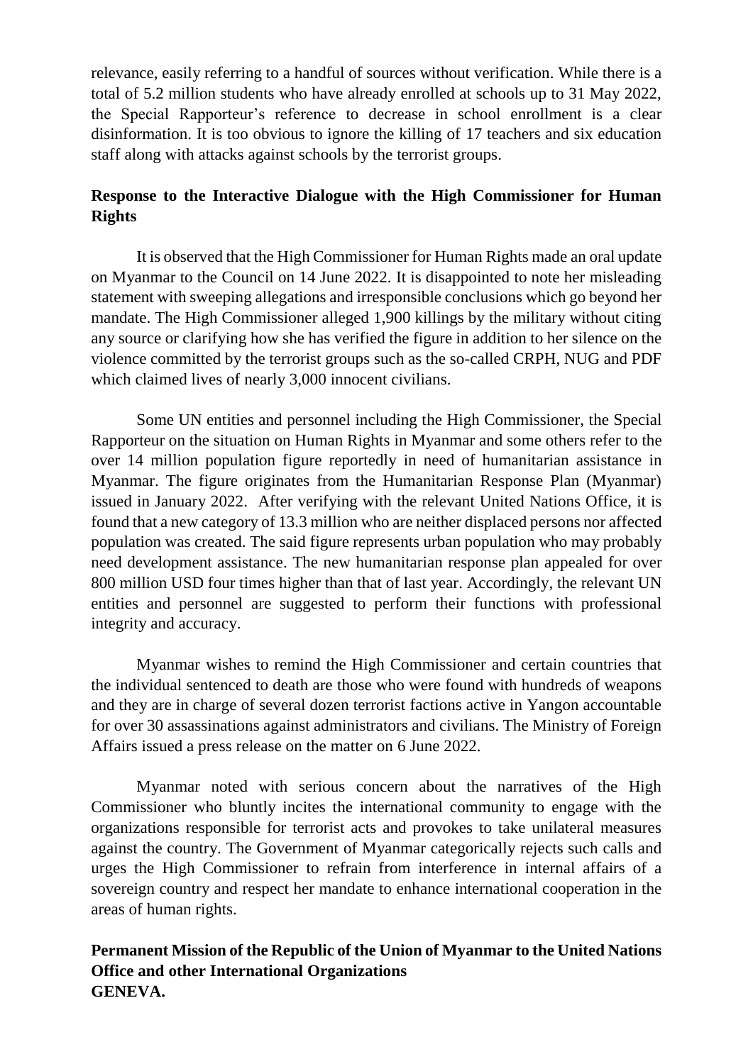relevance, easily referring to a handful of sources without verification. While there is a total of 5.2 million students who have already enrolled at schools up to 31 May 2022, the Special Rapporteur's reference to decrease in school enrollment is a clear disinformation. It is too obvious to ignore the killing of 17 teachers and six education staff along with attacks against schools by the terrorist groups.

**Response to the Interactive Dialogue with the High Commissioner for Human Rights**

It is observed that the High Commissioner for Human Rights made an oral update on Myanmar to the Council on 14 June 2022. It is disappointed to note her misleading statement with sweeping allegations and irresponsible conclusions which go beyond her mandate. The High Commissioner alleged 1,900 killings by the military without citing any source or clarifying how she has verified the figure in addition to her silence on the violence committed by the terrorist groups such as the so-called CRPH, NUG and PDF which claimed lives of nearly 3,000 innocent civilians.

Some UN entities and personnel including the High Commissioner, the Special Rapporteur on the situation on Human Rights in Myanmar and some others refer to the over 14 million population figure reportedly in need of humanitarian assistance in Myanmar. The figure originates from the Humanitarian Response Plan (Myanmar) issued in January 2022. After verifying with the relevant United Nations Office, it is found that a new category of 13.3 million who are neither displaced persons nor affected population was created. The said figure represents urban population who may probably need development assistance. The new humanitarian response plan appealed for over 800 million USD four times higher than that of last year. Accordingly, the relevant UN entities and personnel are suggested to perform their functions with professional integrity and accuracy.

Myanmar wishes to remind the High Commissioner and certain countries that the individual sentenced to death are those who were found with hundreds of weapons and they are in charge of several dozen terrorist factions active in Yangon accountable for over 30 assassinations against administrators and civilians. The Ministry of Foreign Affairs issued a press release on the matter on 6 June 2022.

Myanmar noted with serious concern about the narratives of the High Commissioner who bluntly incites the international community to engage with the organizations responsible for terrorist acts and provokes to take unilateral measures against the country. The Government of Myanmar categorically rejects such calls and urges the High Commissioner to refrain from interference in internal affairs of a sovereign country and respect her mandate to enhance international cooperation in the areas of human rights.

**Permanent Mission of the Republic of the Union of Myanmar to the United Nations Office and other International Organizations**
**GENEVA.**